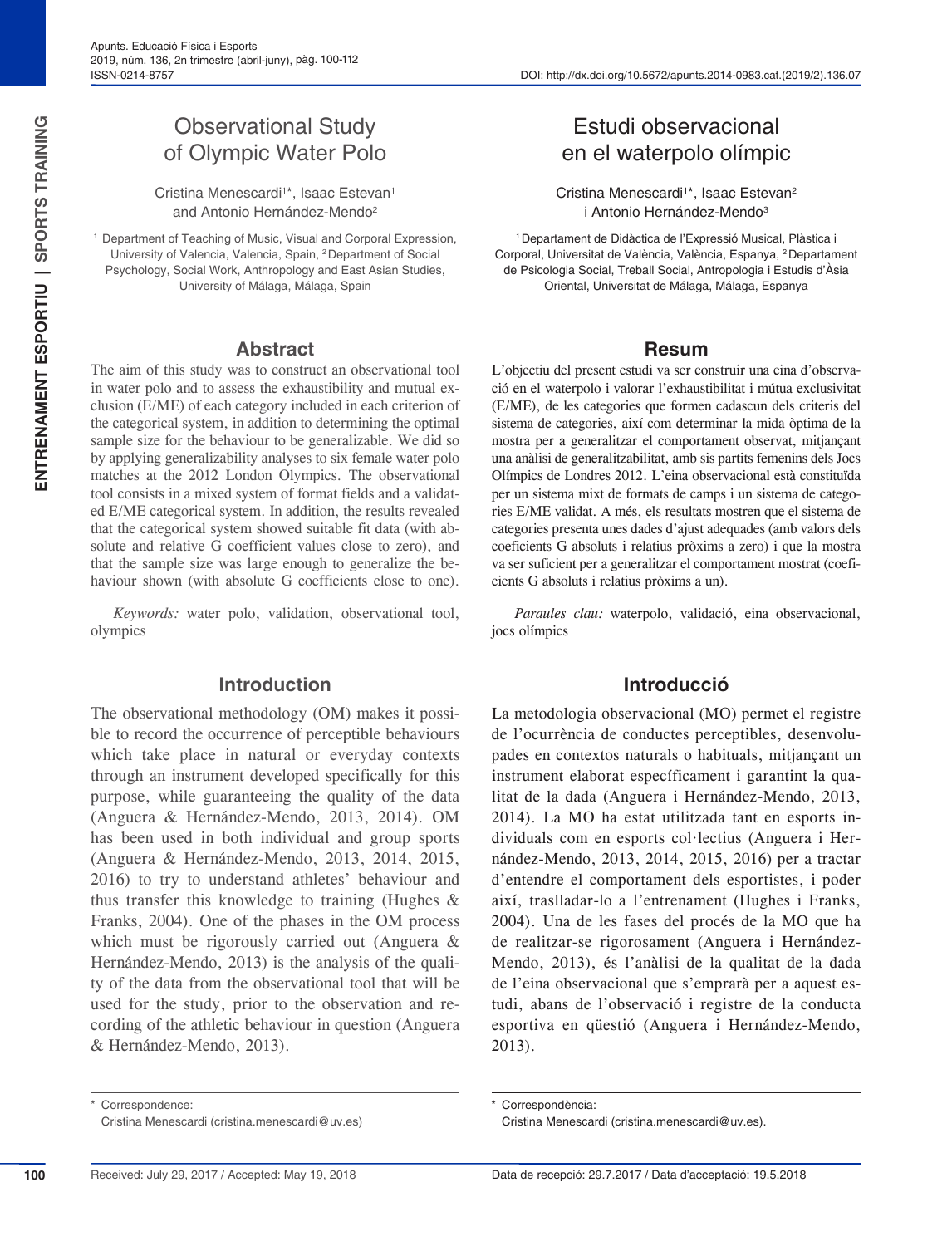# Observational Study of Olympic Water Polo

Cristina Menescardi[1]*, Isaac Estevan[1] and Antonio Hernández-Mendo[2]

[1] Department of Teaching of Music, Visual and Corporal Expression, University of Valencia, Valencia, Spain, [2] Department of Social Psychology, Social Work, Anthropology and East Asian Studies, University of Málaga, Málaga, Spain

## Abstract

The aim of this study was to construct an observational tool in water polo and to assess the exhaustibility and mutual exclusion (E/ME) of each category included in each criterion of the categorical system, in addition to determining the optimal sample size for the behaviour to be generalizable. We did so by applying generalizability analyses to six female water polo matches at the 2012 London Olympics. The observational tool consists in a mixed system of format fields and a validated E/ME categorical system. In addition, the results revealed that the categorical system showed suitable fit data (with absolute and relative G coefficient values close to zero), and that the sample size was large enough to generalize the behaviour shown (with absolute G coefficients close to one).

*Keywords:* water polo, validation, observational tool, olympics

## Introduction

The observational methodology (OM) makes it possible to record the occurrence of perceptible behaviours which take place in natural or everyday contexts through an instrument developed specifically for this purpose, while guaranteeing the quality of the data (Anguera & Hernández-Mendo, 2013, 2014). OM has been used in both individual and group sports (Anguera & Hernández-Mendo, 2013, 2014, 2015, 2016) to try to understand athletes' behaviour and thus transfer this knowledge to training (Hughes & Franks, 2004). One of the phases in the OM process which must be rigorously carried out (Anguera & Hernández-Mendo, 2013) is the analysis of the quality of the data from the observational tool that will be used for the study, prior to the observation and recording of the athletic behaviour in question (Anguera & Hernández-Mendo, 2013).

\* Correspondence:
Cristina Menescardi (cristina.menescardi@uv.es)

Received: July 29, 2017 / Accepted: May 19, 2018

# Estudi observacional en el waterpolo olímpic

Cristina Menescardi[1]*, Isaac Estevan[2] i Antonio Hernández-Mendo[3]

[1] Departament de Didàctica de l'Expressió Musical, Plàstica i Corporal, Universitat de València, València, Espanya, [2] Departament de Psicologia Social, Treball Social, Antropologia i Estudis d'Àsia Oriental, Universitat de Málaga, Málaga, Espanya

## Resum

L'objectiu del present estudi va ser construir una eina d'observació en el waterpolo i valorar l'exhaustibilitat i mútua exclusivitat (E/ME), de les categories que formen cadascun dels criteris del sistema de categories, així com determinar la mida òptima de la mostra per a generalitzar el comportament observat, mitjançant una anàlisi de generalitzabilitat, amb sis partits femenins dels Jocs Olímpics de Londres 2012. L'eina observacional està constituïda per un sistema mixt de formats de camps i un sistema de categories E/ME validat. A més, els resultats mostren que el sistema de categories presenta unes dades d'ajust adequades (amb valors dels coeficients G absoluts i relatius pròxims a zero) i que la mostra va ser suficient per a generalitzar el comportament mostrat (coeficients G absoluts i relatius pròxims a un).

*Paraules clau:* waterpolo, validació, eina observacional, jocs olímpics

## Introducció

La metodologia observacional (MO) permet el registre de l'ocurrència de conductes perceptibles, desenvolupades en contextos naturals o habituals, mitjançant un instrument elaborat específicament i garantint la qualitat de la dada (Anguera i Hernández-Mendo, 2013, 2014). La MO ha estat utilitzada tant en esports individuals com en esports col·lectius (Anguera i Hernández-Mendo, 2013, 2014, 2015, 2016) per a tractar d'entendre el comportament dels esportistes, i poder així, traslladar-lo a l'entrenament (Hughes i Franks, 2004). Una de les fases del procés de la MO que ha de realitzar-se rigorosament (Anguera i Hernández-Mendo, 2013), és l'anàlisi de la qualitat de la dada de l'eina observacional que s'emprarà per a aquest estudi, abans de l'observació i registre de la conducta esportiva en qüestió (Anguera i Hernández-Mendo, 2013).

\* Correspondència:
Cristina Menescardi (cristina.menescardi@uv.es).

Data de recepció: 29.7.2017 / Data d'acceptació: 19.5.2018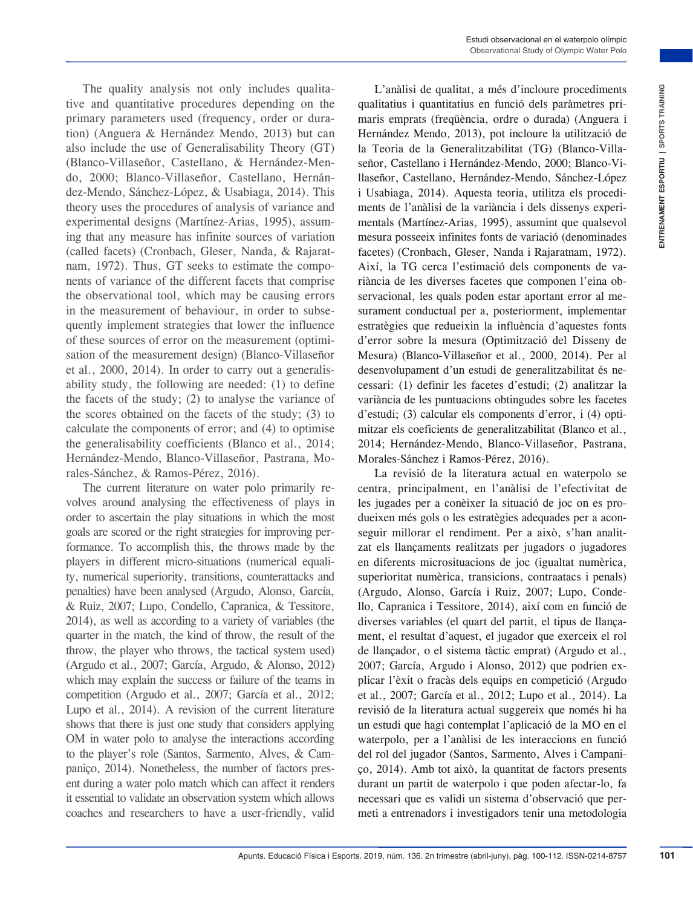The quality analysis not only includes qualitative and quantitative procedures depending on the primary parameters used (frequency, order or duration) (Anguera & Hernández Mendo, 2013) but can also include the use of Generalisability Theory (GT) (Blanco-Villaseñor, Castellano, & Hernández-Mendo, 2000; Blanco-Villaseñor, Castellano, Hernández-Mendo, Sánchez-López, & Usabiaga, 2014). This theory uses the procedures of analysis of variance and experimental designs (Martínez-Arias, 1995), assuming that any measure has infinite sources of variation (called facets) (Cronbach, Gleser, Nanda, & Rajaratnam, 1972). Thus, GT seeks to estimate the components of variance of the different facets that comprise the observational tool, which may be causing errors in the measurement of behaviour, in order to subsequently implement strategies that lower the influence of these sources of error on the measurement (optimisation of the measurement design) (Blanco-Villaseñor et al., 2000, 2014). In order to carry out a generalisability study, the following are needed: (1) to define the facets of the study; (2) to analyse the variance of the scores obtained on the facets of the study; (3) to calculate the components of error; and (4) to optimise the generalisability coefficients (Blanco et al., 2014; Hernández-Mendo, Blanco-Villaseñor, Pastrana, Morales-Sánchez, & Ramos-Pérez, 2016).

The current literature on water polo primarily revolves around analysing the effectiveness of plays in order to ascertain the play situations in which the most goals are scored or the right strategies for improving performance. To accomplish this, the throws made by the players in different micro-situations (numerical equality, numerical superiority, transitions, counterattacks and penalties) have been analysed (Argudo, Alonso, García, & Ruiz, 2007; Lupo, Condello, Capranica, & Tessitore, 2014), as well as according to a variety of variables (the quarter in the match, the kind of throw, the result of the throw, the player who throws, the tactical system used) (Argudo et al., 2007; García, Argudo, & Alonso, 2012) which may explain the success or failure of the teams in competition (Argudo et al., 2007; García et al., 2012; Lupo et al., 2014). A revision of the current literature shows that there is just one study that considers applying OM in water polo to analyse the interactions according to the player's role (Santos, Sarmento, Alves, & Campaniço, 2014). Nonetheless, the number of factors present during a water polo match which can affect it renders it essential to validate an observation system which allows coaches and researchers to have a user-friendly, valid

L'anàlisi de qualitat, a més d'incloure procediments qualitatius i quantitatius en funció dels paràmetres primaris emprats (freqüència, ordre o durada) (Anguera i Hernández Mendo, 2013), pot incloure la utilització de la Teoria de la Generalitzabilitat (TG) (Blanco-Villaseñor, Castellano i Hernández-Mendo, 2000; Blanco-Villaseñor, Castellano, Hernández-Mendo, Sánchez-López i Usabiaga, 2014). Aquesta teoria, utilitza els procediments de l'anàlisi de la variància i dels dissenys experimentals (Martínez-Arias, 1995), assumint que qualsevol mesura posseeix infinites fonts de variació (denominades facetes) (Cronbach, Gleser, Nanda i Rajaratnam, 1972). Així, la TG cerca l'estimació dels components de variància de les diverses facetes que componen l'eina observacional, les quals poden estar aportant error al mesurament conductual per a, posteriorment, implementar estratègies que redueixin la influència d'aquestes fonts d'error sobre la mesura (Optimització del Disseny de Mesura) (Blanco-Villaseñor et al., 2000, 2014). Per al desenvolupament d'un estudi de generalitzabilitat és necessari: (1) definir les facetes d'estudi; (2) analitzar la variància de les puntuacions obtingudes sobre les facetes d'estudi; (3) calcular els components d'error, i (4) optimitzar els coeficients de generalitzabilitat (Blanco et al., 2014; Hernández-Mendo, Blanco-Villaseñor, Pastrana, Morales-Sánchez i Ramos-Pérez, 2016).

La revisió de la literatura actual en waterpolo se centra, principalment, en l'anàlisi de l'efectivitat de les jugades per a conèixer la situació de joc on es produeixen més gols o les estratègies adequades per a aconseguir millorar el rendiment. Per a això, s'han analitzat els llançaments realitzats per jugadors o jugadores en diferents microsituacions de joc (igualtat numèrica, superioritat numèrica, transicions, contraatacs i penals) (Argudo, Alonso, García i Ruiz, 2007; Lupo, Condello, Capranica i Tessitore, 2014), així com en funció de diverses variables (el quart del partit, el tipus de llançament, el resultat d'aquest, el jugador que exerceix el rol de llançador, o el sistema tàctic emprat) (Argudo et al., 2007; García, Argudo i Alonso, 2012) que podrien explicar l'èxit o fracàs dels equips en competició (Argudo et al., 2007; García et al., 2012; Lupo et al., 2014). La revisió de la literatura actual suggereix que només hi ha un estudi que hagi contemplat l'aplicació de la MO en el waterpolo, per a l'anàlisi de les interaccions en funció del rol del jugador (Santos, Sarmento, Alves i Campaniço, 2014). Amb tot això, la quantitat de factors presents durant un partit de waterpolo i que poden afectar-lo, fa necessari que es validi un sistema d'observació que permeti a entrenadors i investigadors tenir una metodologia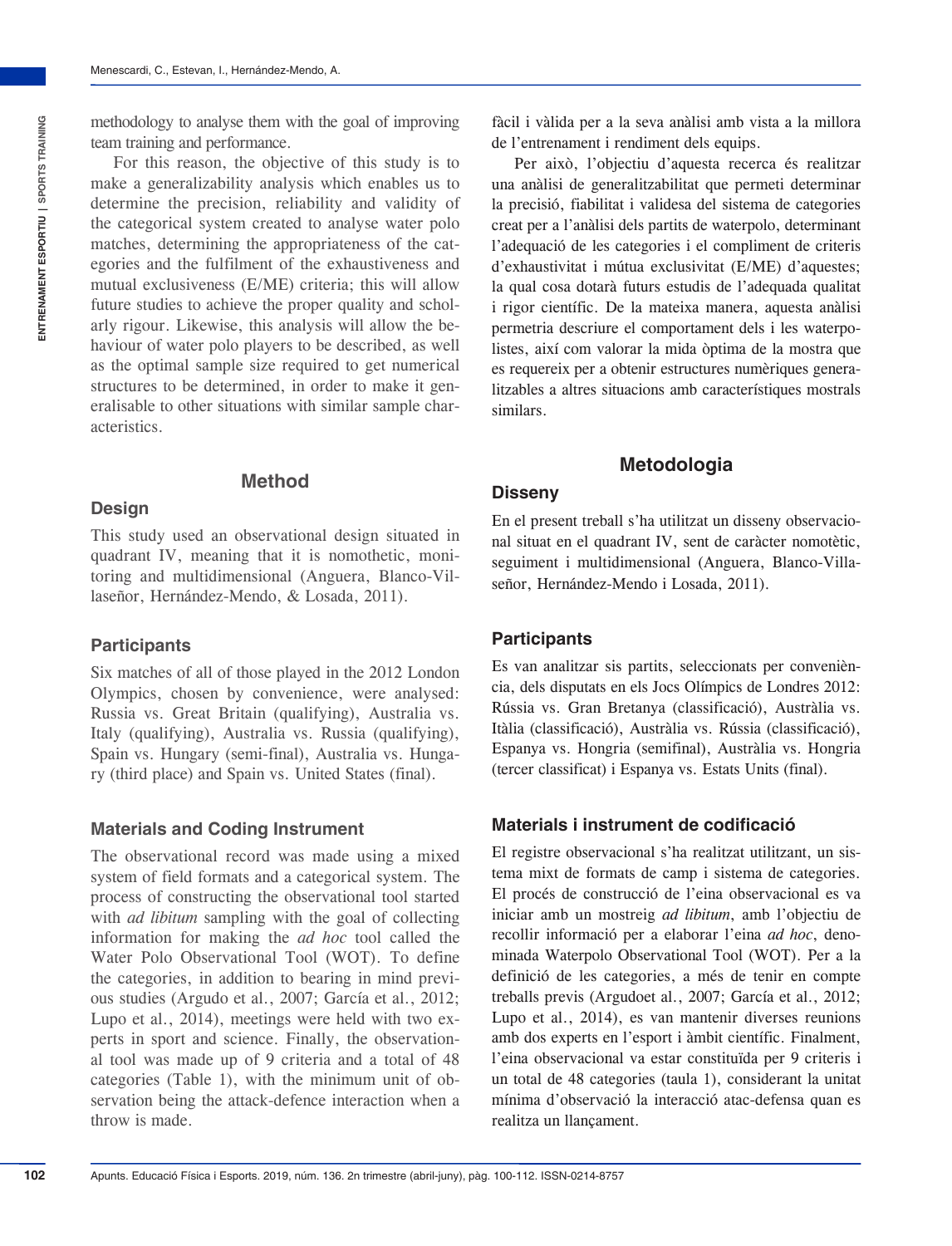methodology to analyse them with the goal of improving team training and performance.

For this reason, the objective of this study is to make a generalizability analysis which enables us to determine the precision, reliability and validity of the categorical system created to analyse water polo matches, determining the appropriateness of the categories and the fulfilment of the exhaustiveness and mutual exclusiveness (E/ME) criteria; this will allow future studies to achieve the proper quality and scholarly rigour. Likewise, this analysis will allow the behaviour of water polo players to be described, as well as the optimal sample size required to get numerical structures to be determined, in order to make it generalisable to other situations with similar sample characteristics.

## Method

### Design

This study used an observational design situated in quadrant IV, meaning that it is nomothetic, monitoring and multidimensional (Anguera, Blanco-Villaseñor, Hernández-Mendo, & Losada, 2011).

### Participants

Six matches of all of those played in the 2012 London Olympics, chosen by convenience, were analysed: Russia vs. Great Britain (qualifying), Australia vs. Italy (qualifying), Australia vs. Russia (qualifying), Spain vs. Hungary (semi-final), Australia vs. Hungary (third place) and Spain vs. United States (final).

### Materials and Coding Instrument

The observational record was made using a mixed system of field formats and a categorical system. The process of constructing the observational tool started with *ad libitum* sampling with the goal of collecting information for making the *ad hoc* tool called the Water Polo Observational Tool (WOT). To define the categories, in addition to bearing in mind previous studies (Argudo et al., 2007; García et al., 2012; Lupo et al., 2014), meetings were held with two experts in sport and science. Finally, the observational tool was made up of 9 criteria and a total of 48 categories (Table 1), with the minimum unit of observation being the attack-defence interaction when a throw is made.

fàcil i vàlida per a la seva anàlisi amb vista a la millora de l'entrenament i rendiment dels equips.

Per això, l'objectiu d'aquesta recerca és realitzar una anàlisi de generalitzabilitat que permeti determinar la precisió, fiabilitat i validesa del sistema de categories creat per a l'anàlisi dels partits de waterpolo, determinant l'adequació de les categories i el compliment de criteris d'exhaustivitat i mútua exclusivitat (E/ME) d'aquestes; la qual cosa dotarà futurs estudis de l'adequada qualitat i rigor científic. De la mateixa manera, aquesta anàlisi permetria descriure el comportament dels i les waterpolistes, així com valorar la mida òptima de la mostra que es requereix per a obtenir estructures numèriques generalitzables a altres situacions amb característiques mostrals similars.

## Metodologia

### Disseny

En el present treball s'ha utilitzat un disseny observacional situat en el quadrant IV, sent de caràcter nomotètic, seguiment i multidimensional (Anguera, Blanco-Villaseñor, Hernández-Mendo i Losada, 2011).

### Participants

Es van analitzar sis partits, seleccionats per conveniència, dels disputats en els Jocs Olímpics de Londres 2012: Rússia vs. Gran Bretanya (classificació), Austràlia vs. Itàlia (classificació), Austràlia vs. Rússia (classificació), Espanya vs. Hongria (semifinal), Austràlia vs. Hongria (tercer classificat) i Espanya vs. Estats Units (final).

### Materials i instrument de codificació

El registre observacional s'ha realitzat utilitzant, un sistema mixt de formats de camp i sistema de categories. El procés de construcció de l'eina observacional es va iniciar amb un mostreig *ad libitum*, amb l'objectiu de recollir informació per a elaborar l'eina *ad hoc*, denominada Waterpolo Observational Tool (WOT). Per a la definició de les categories, a més de tenir en compte treballs previs (Argudoet al., 2007; García et al., 2012; Lupo et al., 2014), es van mantenir diverses reunions amb dos experts en l'esport i àmbit científic. Finalment, l'eina observacional va estar constituïda per 9 criteris i un total de 48 categories (taula 1), considerant la unitat mínima d'observació la interacció atac-defensa quan es realitza un llançament.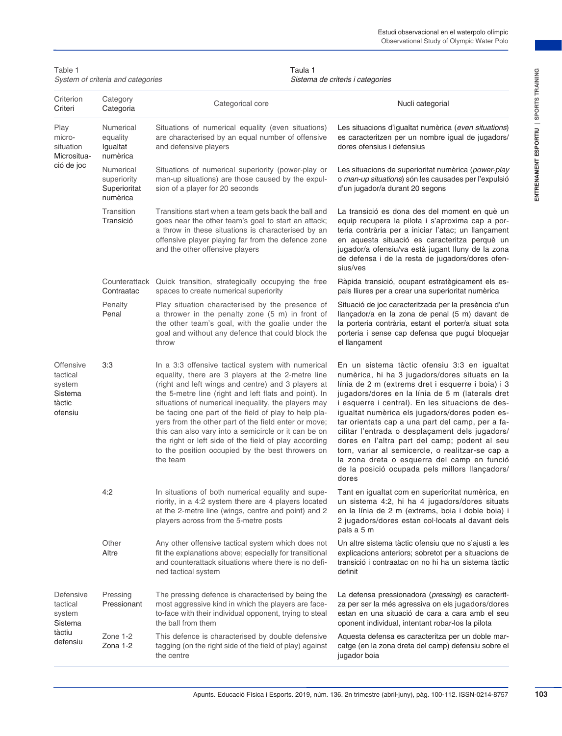Table 1
*System of criteria and categories*

Taula 1
*Sistema de criteris i categories*

| Criterion<br>Criteri | Category<br>Categoria | Categorical core | Nucli categorial |
|---|---|---|---|
| Play micro-situation<br>Microsituació de joc | Numerical equality<br>Igualtat numèrica | Situations of numerical equality (even situations) are characterised by an equal number of offensive and defensive players | Les situacions d'igualtat numèrica (*even situations*) es caracteritzen per un nombre igual de jugadors/dores ofensius i defensius |
| | Numerical superiority<br>Superioritat numèrica | Situations of numerical superiority (power-play or man-up situations) are those caused by the expulsion of a player for 20 seconds | Les situacions de superioritat numèrica (*power-play* o *man-up situations*) són les causades per l'expulsió d'un jugador/a durant 20 segons |
| | Transition<br>Transició | Transitions start when a team gets back the ball and goes near the other team's goal to start an attack; a throw in these situations is characterised by an offensive player playing far from the defence zone and the other offensive players | La transició es dona des del moment en què un equip recupera la pilota i s'aproxima cap a porteria contrària per a iniciar l'atac; un llançament en aquesta situació es caracteritza perquè un jugador/a ofensiu/va està jugant lluny de la zona de defensa i de la resta de jugadors/dores ofensius/ves |
| | Counterattack<br>Contraatac | Quick transition, strategically occupying the free spaces to create numerical superiority | Ràpida transició, ocupant estratègicament els espais lliures per a crear una superioritat numèrica |
| | Penalty<br>Penal | Play situation characterised by the presence of a thrower in the penalty zone (5 m) in front of the other team's goal, with the goalie under the goal and without any defence that could block the throw | Situació de joc caracteritzada per la presència d'un llançador/a en la zona de penal (5 m) davant de la porteria contrària, estant el porter/a situat sota porteria i sense cap defensa que pugui bloquejar el llançament |
| Offensive tactical system<br>Sistema tàctic ofensiu | 3:3 | In a 3:3 offensive tactical system with numerical equality, there are 3 players at the 2-metre line (right and left wings and centre) and 3 players at the 5-metre line (right and left flats and point). In situations of numerical inequality, the players may be facing one part of the field of play to help players from the other part of the field enter or move; this can also vary into a semicircle or it can be on the right or left side of the field of play according to the position occupied by the best throwers on the team | En un sistema tàctic ofensiu 3:3 en igualtat numèrica, hi ha 3 jugadors/dores situats en la línia de 2 m (extrems dret i esquerre i boia) i 3 jugadors/dores en la línia de 5 m (laterals dret i esquerre i central). En les situacions de desigualtat numèrica els jugadors/dores poden estar orientats cap a una part del camp, per a facilitar l'entrada o desplaçament dels jugadors/dores en l'altra part del camp; podent al seu torn, variar al semicercle, o realitzar-se cap a la zona dreta o esquerra del camp en funció de la posició ocupada pels millors llançadors/dores |
| | 4:2 | In situations of both numerical equality and superiority, in a 4:2 system there are 4 players located at the 2-metre line (wings, centre and point) and 2 players across from the 5-metre posts | Tant en igualtat com en superioritat numèrica, en un sistema 4:2, hi ha 4 jugadors/dores situats en la línia de 2 m (extrems, boia i doble boia) i 2 jugadors/dores estan col·locats al davant dels pals a 5 m |
| | Other<br>Altre | Any other offensive tactical system which does not fit the explanations above; especially for transitional and counterattack situations where there is no defined tactical system | Un altre sistema tàctic ofensiu que no s'ajusti a les explicacions anteriors; sobretot per a situacions de transició i contraatac on no hi ha un sistema tàctic definit |
| Defensive tactical system<br>Sistema tàctiu defensiu | Pressing<br>Pressionant | The pressing defence is characterised by being the most aggressive kind in which the players are face-to-face with their individual opponent, trying to steal the ball from them | La defensa pressionadora (*pressing*) es caracteritza per ser la més agressiva on els jugadors/dores estan en una situació de cara a cara amb el seu oponent individual, intentant robar-los la pilota |
| | Zone 1-2<br>Zona 1-2 | This defence is characterised by double defensive tagging (on the right side of the field of play) against the centre | Aquesta defensa es caracteritza per un doble marcatge (en la zona dreta del camp) defensiu sobre el jugador boia |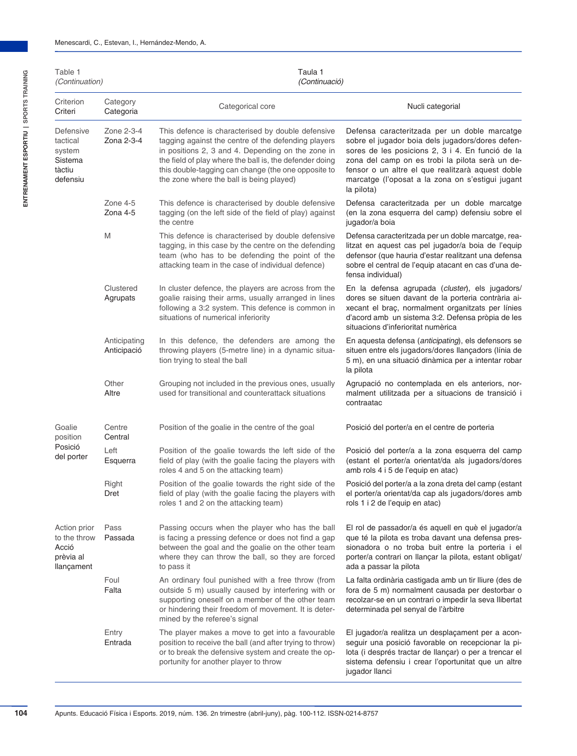Table 1
*(Continuation)*

Taula 1
*(Continuació)*

| Criterion<br>Criteri | Category<br>Categoria | Categorical core | Nucli categorial |
|---|---|---|---|
| Defensive tactical system<br>Sistema tàctiu defensiu | Zone 2-3-4<br>Zona 2-3-4 | This defence is characterised by double defensive tagging against the centre of the defending players in positions 2, 3 and 4. Depending on the zone in the field of play where the ball is, the defender doing this double-tagging can change (the one opposite to the zone where the ball is being played) | Defensa caracteritzada per un doble marcatge sobre el jugador boia dels jugadors/dores defensores de les posicions 2, 3 i 4. En funció de la zona del camp on es trobi la pilota serà un defensor o un altre el que realitzarà aquest doble marcatge (l'oposat a la zona on s'estigui jugant la pilota) |
| | Zone 4-5<br>Zona 4-5 | This defence is characterised by double defensive tagging (on the left side of the field of play) against the centre | Defensa caracteritzada per un doble marcatge (en la zona esquerra del camp) defensiu sobre el jugador/a boia |
| | M | This defence is characterised by double defensive tagging, in this case by the centre on the defending team (who has to be defending the point of the attacking team in the case of individual defence) | Defensa caracteritzada per un doble marcatge, realitzat en aquest cas pel jugador/a boia de l'equip defensor (que hauria d'estar realitzant una defensa sobre el central de l'equip atacant en cas d'una defensa individual) |
| | Clustered<br>Agrupats | In cluster defence, the players are across from the goalie raising their arms, usually arranged in lines following a 3:2 system. This defence is common in situations of numerical inferiority | En la defensa agrupada (*cluster*), els jugadors/dores se situen davant de la porteria contrària aixecant el braç, normalment organitzats per línies d'acord amb un sistema 3:2. Defensa pròpia de les situacions d'inferioritat numèrica |
| | Anticipating<br>Anticipació | In this defence, the defenders are among the throwing players (5-metre line) in a dynamic situation trying to steal the ball | En aquesta defensa (*anticipating*), els defensors se situen entre els jugadors/dores llançadors (línia de 5 m), en una situació dinàmica per a intentar robar la pilota |
| | Other<br>Altre | Grouping not included in the previous ones, usually used for transitional and counterattack situations | Agrupació no contemplada en els anteriors, normalment utilitzada per a situacions de transició i contraatac |
| Goalie position<br>Posició del porter | Centre<br>Central | Position of the goalie in the centre of the goal | Posició del porter/a en el centre de porteria |
| | Left<br>Esquerra | Position of the goalie towards the left side of the field of play (with the goalie facing the players with roles 4 and 5 on the attacking team) | Posició del porter/a a la zona esquerra del camp (estant el porter/a orientat/da als jugadors/dores amb rols 4 i 5 de l'equip en atac) |
| | Right<br>Dret | Position of the goalie towards the right side of the field of play (with the goalie facing the players with roles 1 and 2 on the attacking team) | Posició del porter/a a la zona dreta del camp (estant el porter/a orientat/da cap als jugadors/dores amb rols 1 i 2 de l'equip en atac) |
| Action prior to the throw<br>Acció prèvia al llançament | Pass<br>Passada | Passing occurs when the player who has the ball is facing a pressing defence or does not find a gap between the goal and the goalie on the other team where they can throw the ball, so they are forced to pass it | El rol de passador/a és aquell en què el jugador/a que té la pilota es troba davant una defensa pressionadora o no troba buit entre la porteria i el porter/a contrari on llançar la pilota, estant obligat/ada a passar la pilota |
| | Foul<br>Falta | An ordinary foul punished with a free throw (from outside 5 m) usually caused by interfering with or supporting oneself on a member of the other team or hindering their freedom of movement. It is determined by the referee's signal | La falta ordinària castigada amb un tir lliure (des de fora de 5 m) normalment causada per destorbar o recolzar-se en un contrari o impedir la seva llibertat determinada pel senyal de l'àrbitre |
| | Entry<br>Entrada | The player makes a move to get into a favourable position to receive the ball (and after trying to throw) or to break the defensive system and create the opportunity for another player to throw | El jugador/a realitza un desplaçament per a aconseguir una posició favorable on recepcionar la pilota (i després tractar de llançar) o per a trencar el sistema defensiu i crear l'oportunitat que un altre jugador llanci |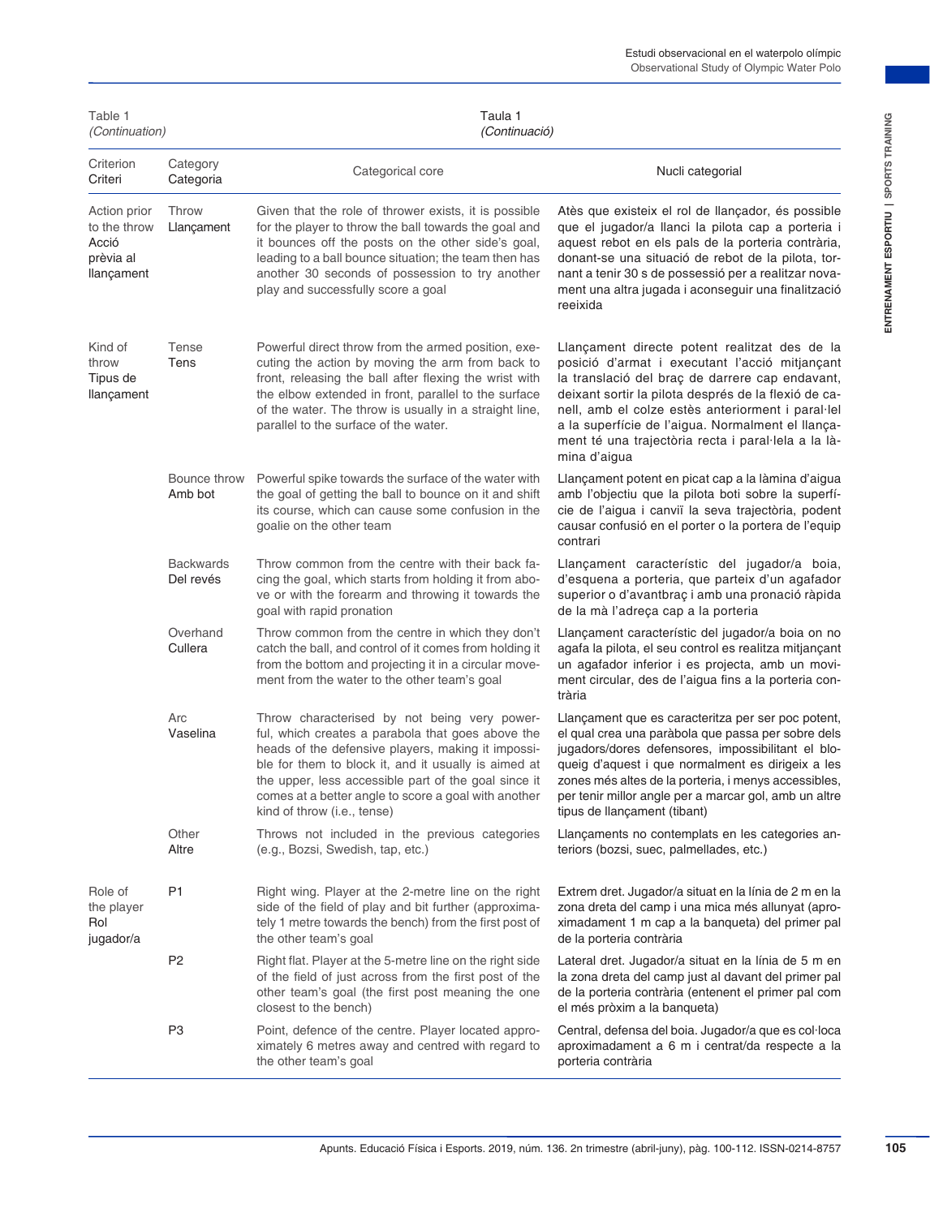Table 1
*(Continuation)*

Taula 1
*(Continuació)*

| Criterion<br>Criteri | Category<br>Categoria | Categorical core | Nucli categorial |
|---|---|---|---|
| Action prior to the throw<br>Acció prèvia al llançament | Throw<br>Llançament | Given that the role of thrower exists, it is possible for the player to throw the ball towards the goal and it bounces off the posts on the other side's goal, leading to a ball bounce situation; the team then has another 30 seconds of possession to try another play and successfully score a goal | Atès que existeix el rol de llançador, és possible que el jugador/a llanci la pilota cap a porteria i aquest rebot en els pals de la porteria contrària, donant-se una situació de rebot de la pilota, tornant a tenir 30 s de possessió per a realitzar novament una altra jugada i aconseguir una finalització reeixida |
| Kind of throw<br>Tipus de llançament | Tense<br>Tens | Powerful direct throw from the armed position, executing the action by moving the arm from back to front, releasing the ball after flexing the wrist with the elbow extended in front, parallel to the surface of the water. The throw is usually in a straight line, parallel to the surface of the water. | Llançament directe potent realitzat des de la posició d'armat i executant l'acció mitjançant la translació del braç de darrere cap endavant, deixant sortir la pilota després de la flexió de canell, amb el colze estès anteriorment i paral·lel a la superfície de l'aigua. Normalment el llançament té una trajectòria recta i paral·lela a la làmina d'aigua |
| | Bounce throw<br>Amb bot | Powerful spike towards the surface of the water with the goal of getting the ball to bounce on it and shift its course, which can cause some confusion in the goalie on the other team | Llançament potent en picat cap a la làmina d'aigua amb l'objectiu que la pilota boti sobre la superfície de l'aigua i canviï la seva trajectòria, podent causar confusió en el porter o la portera de l'equip contrari |
| | Backwards<br>Del revés | Throw common from the centre with their back facing the goal, which starts from holding it from above or with the forearm and throwing it towards the goal with rapid pronation | Llançament característic del jugador/a boia, d'esquena a porteria, que parteix d'un agafador superior o d'avantbraç i amb una pronació ràpida de la mà l'adreça cap a la porteria |
| | Overhand<br>Cullera | Throw common from the centre in which they don't catch the ball, and control of it comes from holding it from the bottom and projecting it in a circular movement from the water to the other team's goal | Llançament característic del jugador/a boia on no agafa la pilota, el seu control es realitza mitjançant un agafador inferior i es projecta, amb un moviment circular, des de l'aigua fins a la porteria contrària |
| | Arc<br>Vaselina | Throw characterised by not being very powerful, which creates a parabola that goes above the heads of the defensive players, making it impossible for them to block it, and it usually is aimed at the upper, less accessible part of the goal since it comes at a better angle to score a goal with another kind of throw (i.e., tense) | Llançament que es caracteritza per ser poc potent, el qual crea una paràbola que passa per sobre dels jugadors/dores defensores, impossibilitant el blocatge d'aquest i que normalment es dirigeix a les zones més altes de la porteria, i menys accessibles, per tenir millor angle per a marcar gol, amb un altre tipus de llançament (tibant) |
| | Other<br>Altre | Throws not included in the previous categories (e.g., Bozsi, Swedish, tap, etc.) | Llançaments no contemplats en les categories anteriors (bozsi, suec, palmellades, etc.) |
| Role of the player<br>Rol jugador/a | P1 | Right wing. Player at the 2-metre line on the right side of the field of play and bit further (approximately 1 metre towards the bench) from the first post of the other team's goal | Extrem dret. Jugador/a situat en la línia de 2 m en la zona dreta del camp i una mica més allunyat (aproximadament 1 m cap a la banqueta) del primer pal de la porteria contrària |
| | P2 | Right flat. Player at the 5-metre line on the right side of the field of play of just across from the first post of the other team's goal (the first post meaning the one closest to the bench) | Lateral dret. Jugador/a situat en la línia de 5 m en la zona dreta del camp just al davant del primer pal de la porteria contrària (entenent el primer pal com el més pròxim a la banqueta) |
| | P3 | Point, defence of the centre. Player located approximately 6 metres away and centred with regard to the other team's goal | Central, defensa del boia. Jugador/a que es col·loca aproximadament a 6 m i centrat/da respecte a la porteria contrària |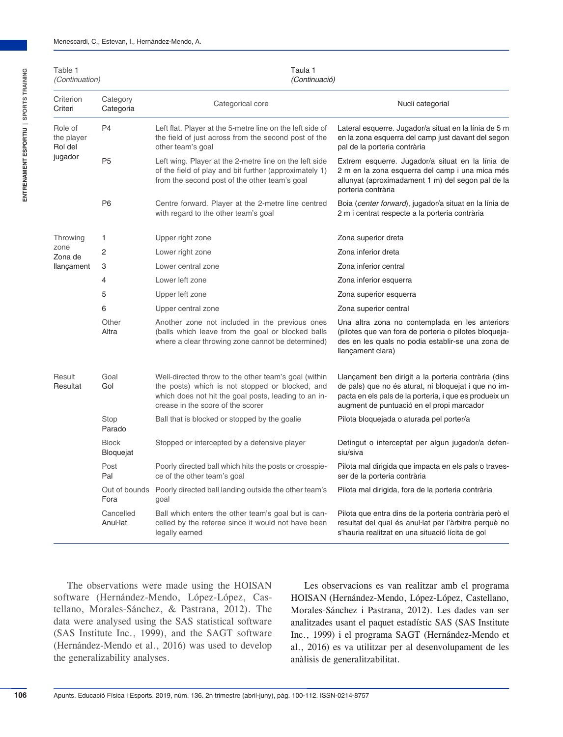Table 1
*(Continuation)*

Taula 1
*(Continuació)*

| Criterion<br>Criteri | Category<br>Categoria | Categorical core | Nucli categorial |
|---|---|---|---|
| Role of the player<br>Rol del jugador | P4 | Left flat. Player at the 5-metre line on the left side of the field of just across from the second post of the other team's goal | Lateral esquerre. Jugador/a situat en la línia de 5 m en la zona esquerra del camp just davant del segon pal de la porteria contrària |
| | P5 | Left wing. Player at the 2-metre line on the left side of the field of play and bit further (approximately 1) from the second post of the other team's goal | Extrem esquerre. Jugador/a situat en la línia de 2 m en la zona esquerra del camp i una mica més allunyat (aproximadament 1 m) del segon pal de la porteria contrària |
| | P6 | Centre forward. Player at the 2-metre line centred with regard to the other team's goal | Boia (*center forward*), jugador/a situat en la línia de 2 m i centrat respecte a la porteria contrària |
| Throwing zone<br>Zona de llançament | 1 | Upper right zone | Zona superior dreta |
| | 2 | Lower right zone | Zona inferior dreta |
| | 3 | Lower central zone | Zona inferior central |
| | 4 | Lower left zone | Zona inferior esquerra |
| | 5 | Upper left zone | Zona superior esquerra |
| | 6 | Upper central zone | Zona superior central |
| | Other<br>Altra | Another zone not included in the previous ones (balls which leave from the goal or blocked balls where a clear throwing zone cannot be determined) | Una altra zona no contemplada en les anteriors (pilotes que van fora de porteria o pilotes bloquejades en les quals no podia establir-se una zona de llançament clara) |
| Result<br>Resultat | Goal<br>Gol | Well-directed throw to the other team's goal (within the posts) which is not stopped or blocked, and which does not hit the goal posts, leading to an increase in the score of the scorer | Llançament ben dirigit a la porteria contrària (dins de pals) que no és aturat, ni bloquejat i que no impacta en els pals de la porteria, i que es produeix un augment de puntuació en el propi marcador |
| | Stop<br>Parado | Ball that is blocked or stopped by the goalie | Pilota bloquejada o aturada pel porter/a |
| | Block<br>Bloquejat | Stopped or intercepted by a defensive player | Detingut o interceptat per algun jugador/a defensiu/siva |
| | Post<br>Pal | Poorly directed ball which hits the posts or crosspiece of the other team's goal | Pilota mal dirigida que impacta en els pals o travesser de la porteria contrària |
| | Out of bounds<br>Fora | Poorly directed ball landing outside the other team's goal | Pilota mal dirigida, fora de la porteria contrària |
| | Cancelled<br>Anul·lat | Ball which enters the other team's goal but is cancelled by the referee since it would not have been legally earned | Pilota que entra dins de la porteria contrària però el resultat del qual és anul·lat per l'àrbitre perquè no s'hauria realitzat en una situació lícita de gol |

The observations were made using the HOISAN software (Hernández-Mendo, López-López, Castellano, Morales-Sánchez, & Pastrana, 2012). The data were analysed using the SAS statistical software (SAS Institute Inc., 1999), and the SAGT software (Hernández-Mendo et al., 2016) was used to develop the generalizability analyses.

Les observacions es van realitzar amb el programa HOISAN (Hernández-Mendo, López-López, Castellano, Morales-Sánchez i Pastrana, 2012). Les dades van ser analitzades usant el paquet estadístic SAS (SAS Institute Inc., 1999) i el programa SAGT (Hernández-Mendo et al., 2016) es va utilitzar per al desenvolupament de les anàlisis de generalitzabilitat.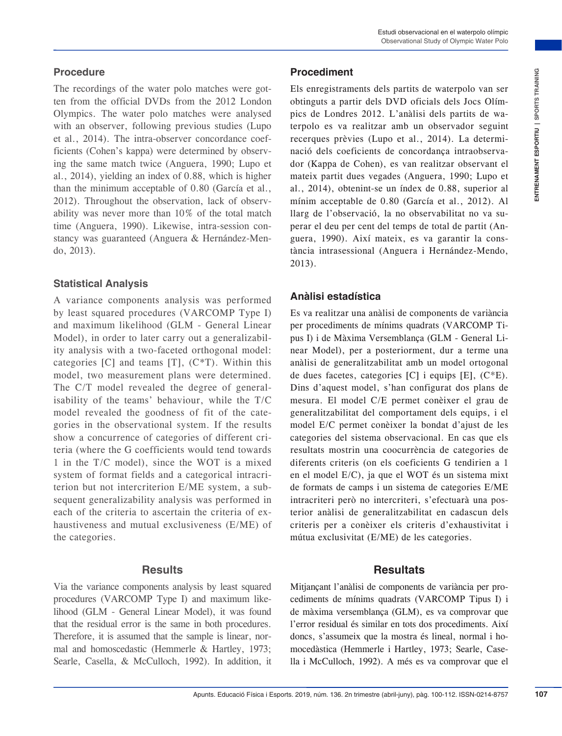## Procedure

The recordings of the water polo matches were gotten from the official DVDs from the 2012 London Olympics. The water polo matches were analysed with an observer, following previous studies (Lupo et al., 2014). The intra-observer concordance coefficients (Cohen's kappa) were determined by observing the same match twice (Anguera, 1990; Lupo et al., 2014), yielding an index of 0.88, which is higher than the minimum acceptable of 0.80 (García et al., 2012). Throughout the observation, lack of observability was never more than 10% of the total match time (Anguera, 1990). Likewise, intra-session constancy was guaranteed (Anguera & Hernández-Mendo, 2013).

## Statistical Analysis

A variance components analysis was performed by least squared procedures (VARCOMP Type I) and maximum likelihood (GLM - General Linear Model), in order to later carry out a generalizability analysis with a two-faceted orthogonal model: categories [C] and teams [T], (C*T). Within this model, two measurement plans were determined. The C/T model revealed the degree of generalisability of the teams' behaviour, while the T/C model revealed the goodness of fit of the categories in the observational system. If the results show a concurrence of categories of different criteria (where the G coefficients would tend towards 1 in the T/C model), since the WOT is a mixed system of format fields and a categorical intracriterion but not intercriterion E/ME system, a subsequent generalizability analysis was performed in each of the criteria to ascertain the criteria of exhaustiveness and mutual exclusiveness (E/ME) of the categories.

# Results

Via the variance components analysis by least squared procedures (VARCOMP Type I) and maximum likelihood (GLM - General Linear Model), it was found that the residual error is the same in both procedures. Therefore, it is assumed that the sample is linear, normal and homoscedastic (Hemmerle & Hartley, 1973; Searle, Casella, & McCulloch, 1992). In addition, it

## Procediment

Els enregistraments dels partits de waterpolo van ser obtinguts a partir dels DVD oficials dels Jocs Olímpics de Londres 2012. L'anàlisi dels partits de waterpolo es va realitzar amb un observador seguint recerques prèvies (Lupo et al., 2014). La determinació dels coeficients de concordança intraobservador (Kappa de Cohen), es van realitzar observant el mateix partit dues vegades (Anguera, 1990; Lupo et al., 2014), obtenint-se un índex de 0.88, superior al mínim acceptable de 0.80 (García et al., 2012). Al llarg de l'observació, la no observabilitat no va superar el deu per cent del temps de total de partit (Anguera, 1990). Així mateix, es va garantir la constància intrasessional (Anguera i Hernández-Mendo, 2013).

## Anàlisi estadística

Es va realitzar una anàlisi de components de variància per procediments de mínims quadrats (VARCOMP Tipus I) i de Màxima Versemblança (GLM - General Linear Model), per a posteriorment, dur a terme una anàlisi de generalitzabilitat amb un model ortogonal de dues facetes, categories [C] i equips [E], (C*E). Dins d'aquest model, s'han configurat dos plans de mesura. El model C/E permet conèixer el grau de generalitzabilitat del comportament dels equips, i el model E/C permet conèixer la bondat d'ajust de les categories del sistema observacional. En cas que els resultats mostrin una coocurrència de categories de diferents criteris (on els coeficients G tendirien a 1 en el model E/C), ja que el WOT és un sistema mixt de formats de camps i un sistema de categories E/ME intracriteri però no intercriteri, s'efectuarà una posterior anàlisi de generalitzabilitat en cadascun dels criteris per a conèixer els criteris d'exhaustivitat i mútua exclusivitat (E/ME) de les categories.

# Resultats

Mitjançant l'anàlisi de components de variància per procediments de mínims quadrats (VARCOMP Tipus I) i de màxima versemblança (GLM), es va comprovar que l'error residual és similar en tots dos procediments. Així doncs, s'assumeix que la mostra és lineal, normal i homocedàstica (Hemmerle i Hartley, 1973; Searle, Casella i McCulloch, 1992). A més es va comprovar que el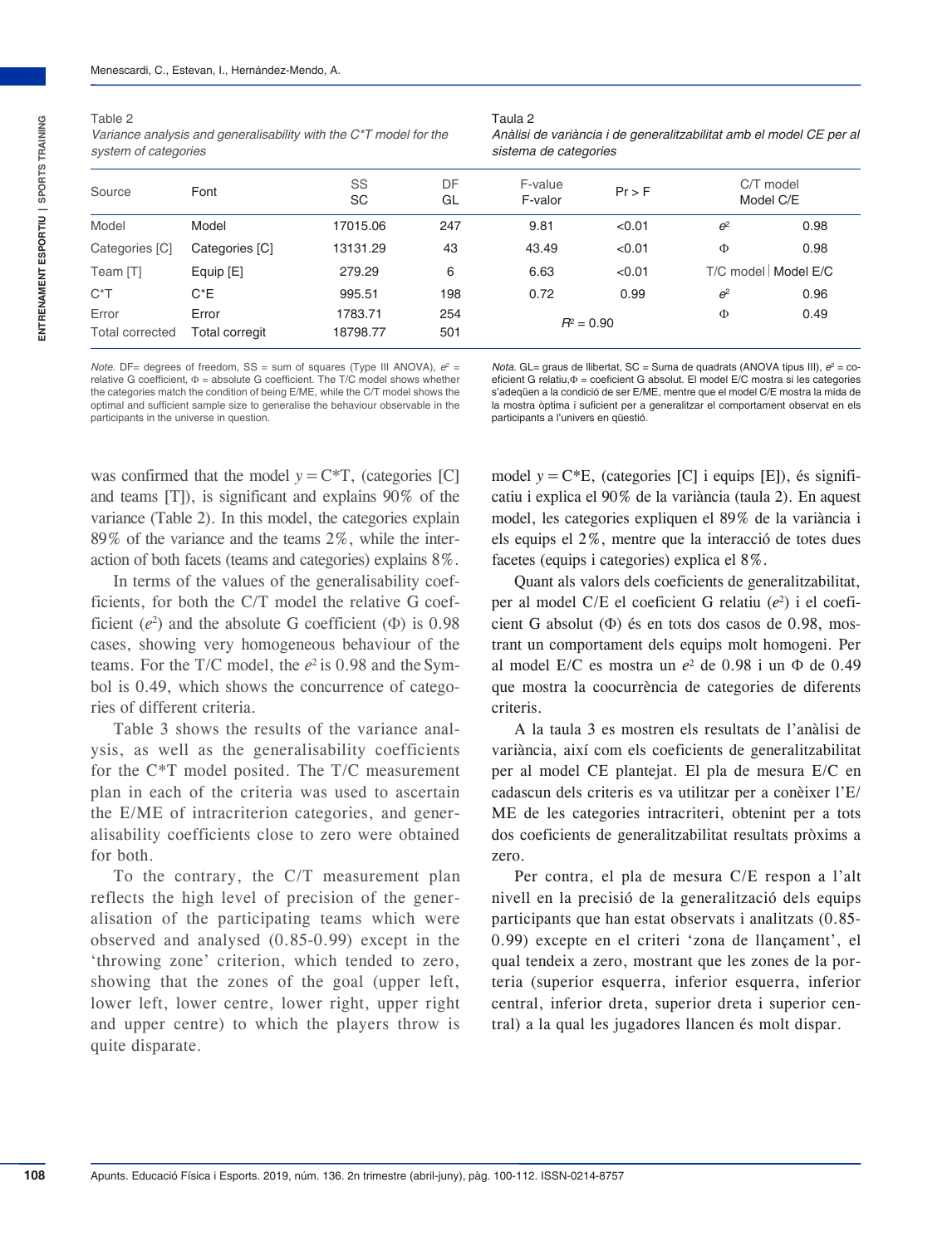Table 2
*Variance analysis and generalisability with the C*T model for the system of categories*

Taula 2
*Anàlisi de variància i de generalitzabilitat amb el model CE per al sistema de categories*

| Source | Font | SS SC | DF GL | F-value F-valor | Pr > F | C/T model Model C/E | |
|---|---|---|---|---|---|---|---|
| Model | Model | 17015.06 | 247 | 9.81 | <0.01 | $e^2$ | 0.98 |
| Categories [C] | Categories [C] | 13131.29 | 43 | 43.49 | <0.01 | Φ | 0.98 |
| Team [T] | Equip [E] | 279.29 | 6 | 6.63 | <0.01 | T/C model \| Model E/C | |
| C*T | C*E | 995.51 | 198 | 0.72 | 0.99 | $e^2$ | 0.96 |
| Error | Error | 1783.71 | 254 | $R^2$ = 0.90 | | Φ | 0.49 |
| Total corrected | Total corregit | 18798.77 | 501 | | | | |

*Note.* DF= degrees of freedom, SS = sum of squares (Type III ANOVA), $e^2$ = relative G coefficient, Φ = absolute G coefficient. The T/C model shows whether the categories match the condition of being E/ME, while the C/T model shows the optimal and sufficient sample size to generalise the behaviour observable in the participants in the universe in question.

*Nota.* GL= graus de llibertat, SC = Suma de quadrats (ANOVA tipus III), $e^2$ = coeficient G relatiu,Φ = coeficient G absolut. El model E/C mostra si les categories s'adeqüen a la condició de ser E/ME, mentre que el model C/E mostra la mida de la mostra òptima i suficient per a generalitzar el comportament observat en els participants a l'univers en qüestió.

was confirmed that the model $y = C*T$, (categories [C] and teams [T]), is significant and explains 90% of the variance (Table 2). In this model, the categories explain 89% of the variance and the teams 2%, while the interaction of both facets (teams and categories) explains 8%.

In terms of the values of the generalisability coefficients, for both the C/T model the relative G coefficient ($e^2$) and the absolute G coefficient (Φ) is 0.98 cases, showing very homogeneous behaviour of the teams. For the T/C model, the $e^2$ is 0.98 and the Symbol is 0.49, which shows the concurrence of categories of different criteria.

Table 3 shows the results of the variance analysis, as well as the generalisability coefficients for the C*T model posited. The T/C measurement plan in each of the criteria was used to ascertain the E/ME of intracriterion categories, and generalisability coefficients close to zero were obtained for both.

To the contrary, the C/T measurement plan reflects the high level of precision of the generalisation of the participating teams which were observed and analysed (0.85-0.99) except in the 'throwing zone' criterion, which tended to zero, showing that the zones of the goal (upper left, lower left, lower centre, lower right, upper right and upper centre) to which the players throw is quite disparate.

model $y = C*E$, (categories [C] i equips [E]), és significatiu i explica el 90% de la variància (taula 2). En aquest model, les categories expliquen el 89% de la variància i els equips el 2%, mentre que la interacció de totes dues facetes (equips i categories) explica el 8%.

Quant als valors dels coeficients de generalitzabilitat, per al model C/E el coeficient G relatiu ($e^2$) i el coeficient G absolut (Φ) és en tots dos casos de 0.98, mostrant un comportament dels equips molt homogeni. Per al model E/C es mostra un $e^2$ de 0.98 i un Φ de 0.49 que mostra la coocurrència de categories de diferents criteris.

A la taula 3 es mostren els resultats de l'anàlisi de variància, així com els coeficients de generalitzabilitat per al model CE plantejat. El pla de mesura E/C en cadascun dels criteris es va utilitzar per a conèixer l'E/ME de les categories intracriteri, obtenint per a tots dos coeficients de generalitzabilitat resultats pròxims a zero.

Per contra, el pla de mesura C/E respon a l'alt nivell en la precisió de la generalització dels equips participants que han estat observats i analitzats (0.85-0.99) excepte en el criteri 'zona de llançament', el qual tendeix a zero, mostrant que les zones de la porteria (superior esquerra, inferior esquerra, inferior central, inferior dreta, superior dreta i superior central) a la qual les jugadores llancen és molt dispar.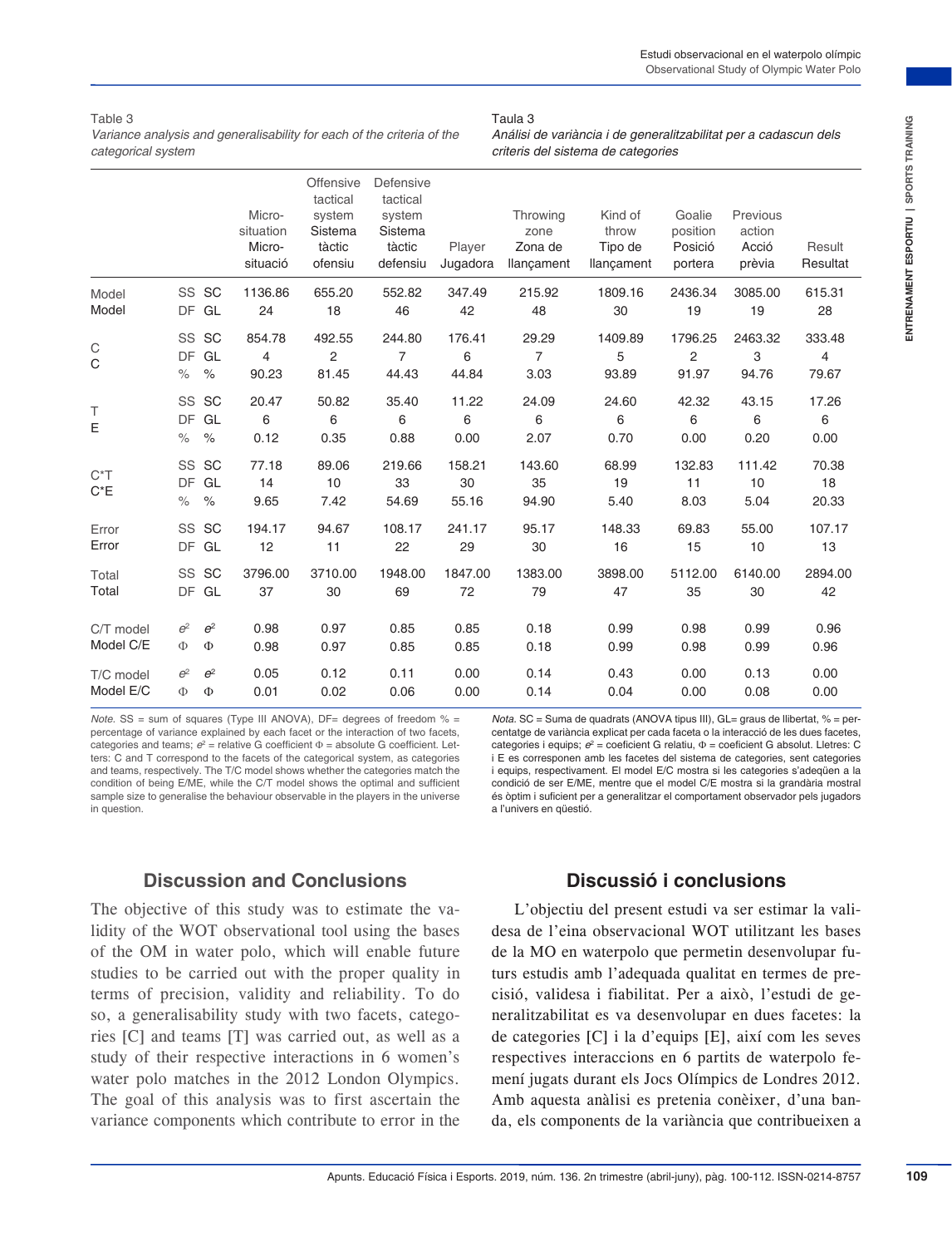Table 3

*Variance analysis and generalisability for each of the criteria of the categorical system*

Taula 3

*Anàlisi de variància i de generalitzabilitat per a cadascun dels criteris del sistema de categories*

| | | | Micro-situation Micro-situació | Offensive tactical system Sistema tàctic ofensiu | Defensive tactical system Sistema tàctic defensiu | Player Jugadora | Throwing zone Zona de llançament | Kind of throw Tipo de llançament | Goalie position Posició portera | Previous action Acció prèvia | Result Resultat |
|---|---|---|---|---|---|---|---|---|---|---|---|
| Model Model | SS | SC | 1136.86 | 655.20 | 552.82 | 347.49 | 215.92 | 1809.16 | 2436.34 | 3085.00 | 615.31 |
| | DF | GL | 24 | 18 | 46 | 42 | 48 | 30 | 19 | 19 | 28 |
| C C | SS | SC | 854.78 | 492.55 | 244.80 | 176.41 | 29.29 | 1409.89 | 1796.25 | 2463.32 | 333.48 |
| | DF | GL | 4 | 2 | 7 | 6 | 7 | 5 | 2 | 3 | 4 |
| | % | % | 90.23 | 81.45 | 44.43 | 44.84 | 3.03 | 93.89 | 91.97 | 94.76 | 79.67 |
| T E | SS | SC | 20.47 | 50.82 | 35.40 | 11.22 | 24.09 | 24.60 | 42.32 | 43.15 | 17.26 |
| | DF | GL | 6 | 6 | 6 | 6 | 6 | 6 | 6 | 6 | 6 |
| | % | % | 0.12 | 0.35 | 0.88 | 0.00 | 2.07 | 0.70 | 0.00 | 0.20 | 0.00 |
| C*T C*E | SS | SC | 77.18 | 89.06 | 219.66 | 158.21 | 143.60 | 68.99 | 132.83 | 111.42 | 70.38 |
| | DF | GL | 14 | 10 | 33 | 30 | 35 | 19 | 11 | 10 | 18 |
| | % | % | 9.65 | 7.42 | 54.69 | 55.16 | 94.90 | 5.40 | 8.03 | 5.04 | 20.33 |
| Error Error | SS | SC | 194.17 | 94.67 | 108.17 | 241.17 | 95.17 | 148.33 | 69.83 | 55.00 | 107.17 |
| | DF | GL | 12 | 11 | 22 | 29 | 30 | 16 | 15 | 10 | 13 |
| Total Total | SS | SC | 3796.00 | 3710.00 | 1948.00 | 1847.00 | 1383.00 | 3898.00 | 5112.00 | 6140.00 | 2894.00 |
| | DF | GL | 37 | 30 | 69 | 72 | 79 | 47 | 35 | 30 | 42 |
| C/T model Model C/E | $e^2$ | $e^2$ | 0.98 | 0.97 | 0.85 | 0.85 | 0.18 | 0.99 | 0.98 | 0.99 | 0.96 |
| | Φ | Φ | 0.98 | 0.97 | 0.85 | 0.85 | 0.18 | 0.99 | 0.98 | 0.99 | 0.96 |
| T/C model Model E/C | $e^2$ | $e^2$ | 0.05 | 0.12 | 0.11 | 0.00 | 0.14 | 0.43 | 0.00 | 0.13 | 0.00 |
| | Φ | Φ | 0.01 | 0.02 | 0.06 | 0.00 | 0.14 | 0.04 | 0.00 | 0.08 | 0.00 |

*Note.* SS = sum of squares (Type III ANOVA), DF= degrees of freedom % = percentage of variance explained by each facet or the interaction of two facets, categories and teams; $e^2$ = relative G coefficient Φ = absolute G coefficient. Letters: C and T correspond to the facets of the categorical system, as categories and teams, respectively. The T/C model shows whether the categories match the condition of being E/ME, while the C/T model shows the optimal and sufficient sample size to generalise the behaviour observable in the players in the universe in question.

*Nota.* SC = Suma de quadrats (ANOVA tipus III), GL= graus de llibertat, % = percentatge de variància explicat per cada faceta o la interacció de les dues facetes, categories i equips; $e^2$ = coeficient G relatiu, Φ = coeficient G absolut. Lletres: C i E es corresponen amb les facetes del sistema de categories, sent categories i equips, respectivament. El model E/C mostra si les categories s'adeqüen a la condició de ser E/ME, mentre que el model C/E mostra si la grandària mostral és òptim i suficient per a generalitzar el comportament observador pels jugadors a l'univers en qüestió.

## Discussion and Conclusions

The objective of this study was to estimate the validity of the WOT observational tool using the bases of the OM in water polo, which will enable future studies to be carried out with the proper quality in terms of precision, validity and reliability. To do so, a generalisability study with two facets, categories [C] and teams [T] was carried out, as well as a study of their respective interactions in 6 women's water polo matches in the 2012 London Olympics. The goal of this analysis was to first ascertain the variance components which contribute to error in the

## Discussió i conclusions

L'objectiu del present estudi va ser estimar la validesa de l'eina observacional WOT utilitzant les bases de la MO en waterpolo que permetin desenvolupar futurs estudis amb l'adequada qualitat en termes de precisió, validesa i fiabilitat. Per a això, l'estudi de generalitzabilitat es va desenvolupar en dues facetes: la de categories [C] i la d'equips [E], així com les seves respectives interaccions en 6 partits de waterpolo femení jugats durant els Jocs Olímpics de Londres 2012. Amb aquesta anàlisi es pretenia conèixer, d'una banda, els components de la variància que contribueixen a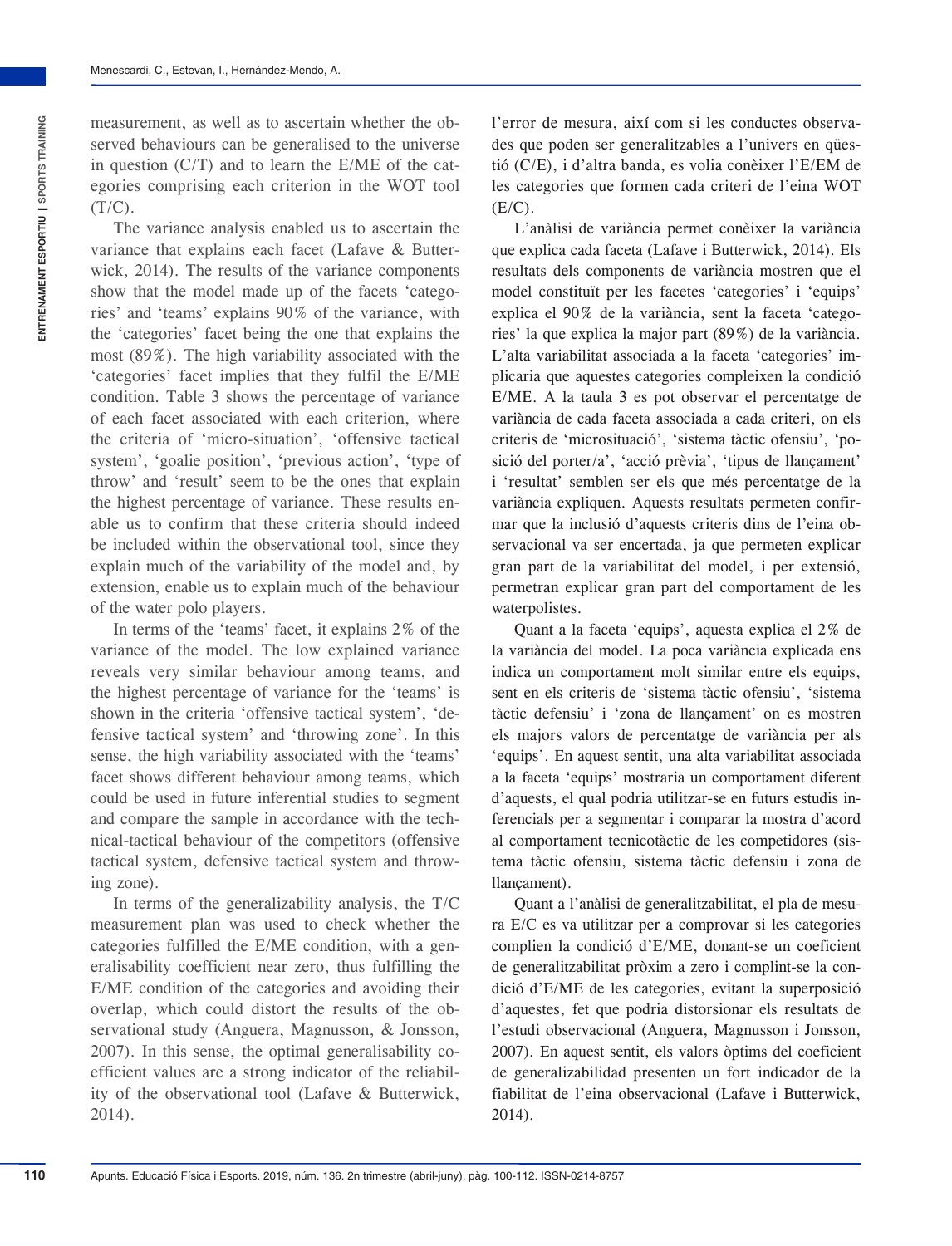measurement, as well as to ascertain whether the observed behaviours can be generalised to the universe in question (C/T) and to learn the E/ME of the categories comprising each criterion in the WOT tool (T/C).

The variance analysis enabled us to ascertain the variance that explains each facet (Lafave & Butterwick, 2014). The results of the variance components show that the model made up of the facets 'categories' and 'teams' explains 90% of the variance, with the 'categories' facet being the one that explains the most (89%). The high variability associated with the 'categories' facet implies that they fulfil the E/ME condition. Table 3 shows the percentage of variance of each facet associated with each criterion, where the criteria of 'micro-situation', 'offensive tactical system', 'goalie position', 'previous action', 'type of throw' and 'result' seem to be the ones that explain the highest percentage of variance. These results enable us to confirm that these criteria should indeed be included within the observational tool, since they explain much of the variability of the model and, by extension, enable us to explain much of the behaviour of the water polo players.

In terms of the 'teams' facet, it explains 2% of the variance of the model. The low explained variance reveals very similar behaviour among teams, and the highest percentage of variance for the 'teams' is shown in the criteria 'offensive tactical system', 'defensive tactical system' and 'throwing zone'. In this sense, the high variability associated with the 'teams' facet shows different behaviour among teams, which could be used in future inferential studies to segment and compare the sample in accordance with the technical-tactical behaviour of the competitors (offensive tactical system, defensive tactical system and throwing zone).

In terms of the generalizability analysis, the T/C measurement plan was used to check whether the categories fulfilled the E/ME condition, with a generalisability coefficient near zero, thus fulfilling the E/ME condition of the categories and avoiding their overlap, which could distort the results of the observational study (Anguera, Magnusson, & Jonsson, 2007). In this sense, the optimal generalisability coefficient values are a strong indicator of the reliability of the observational tool (Lafave & Butterwick, 2014).

l'error de mesura, així com si les conductes observades que poden ser generalitzables a l'univers en qüestió (C/E), i d'altra banda, es volia conèixer l'E/EM de les categories que formen cada criteri de l'eina WOT (E/C).

L'anàlisi de variància permet conèixer la variància que explica cada faceta (Lafave i Butterwick, 2014). Els resultats dels components de variància mostren que el model constituït per les facetes 'categories' i 'equips' explica el 90% de la variància, sent la faceta 'categories' la que explica la major part (89%) de la variància. L'alta variabilitat associada a la faceta 'categories' implicaria que aquestes categories compleixen la condició E/ME. A la taula 3 es pot observar el percentatge de variància de cada faceta associada a cada criteri, on els criteris de 'microsituació', 'sistema tàctic ofensiu', 'posició del porter/a', 'acció prèvia', 'tipus de llançament' i 'resultat' semblen ser els que més percentatge de la variància expliquen. Aquests resultats permeten confirmar que la inclusió d'aquests criteris dins de l'eina observacional va ser encertada, ja que permeten explicar gran part de la variabilitat del model, i per extensió, permetran explicar gran part del comportament de les waterpolistes.

Quant a la faceta 'equips', aquesta explica el 2% de la variància del model. La poca variància explicada ens indica un comportament molt similar entre els equips, sent en els criteris de 'sistema tàctic ofensiu', 'sistema tàctic defensiu' i 'zona de llançament' on es mostren els majors valors de percentatge de variància per als 'equips'. En aquest sentit, una alta variabilitat associada a la faceta 'equips' mostraria un comportament diferent d'aquests, el qual podria utilitzar-se en futurs estudis inferencials per a segmentar i comparar la mostra d'acord al comportament tecnicotàctic de les competidores (sistema tàctic ofensiu, sistema tàctic defensiu i zona de llançament).

Quant a l'anàlisi de generalitzabilitat, el pla de mesura E/C es va utilitzar per a comprovar si les categories complien la condició d'E/ME, donant-se un coeficient de generalitzabilitat pròxim a zero i complint-se la condició d'E/ME de les categories, evitant la superposició d'aquestes, fet que podria distorsionar els resultats de l'estudi observacional (Anguera, Magnusson i Jonsson, 2007). En aquest sentit, els valors òptims del coeficient de generalizabilidad presenten un fort indicador de la fiabilitat de l'eina observacional (Lafave i Butterwick, 2014).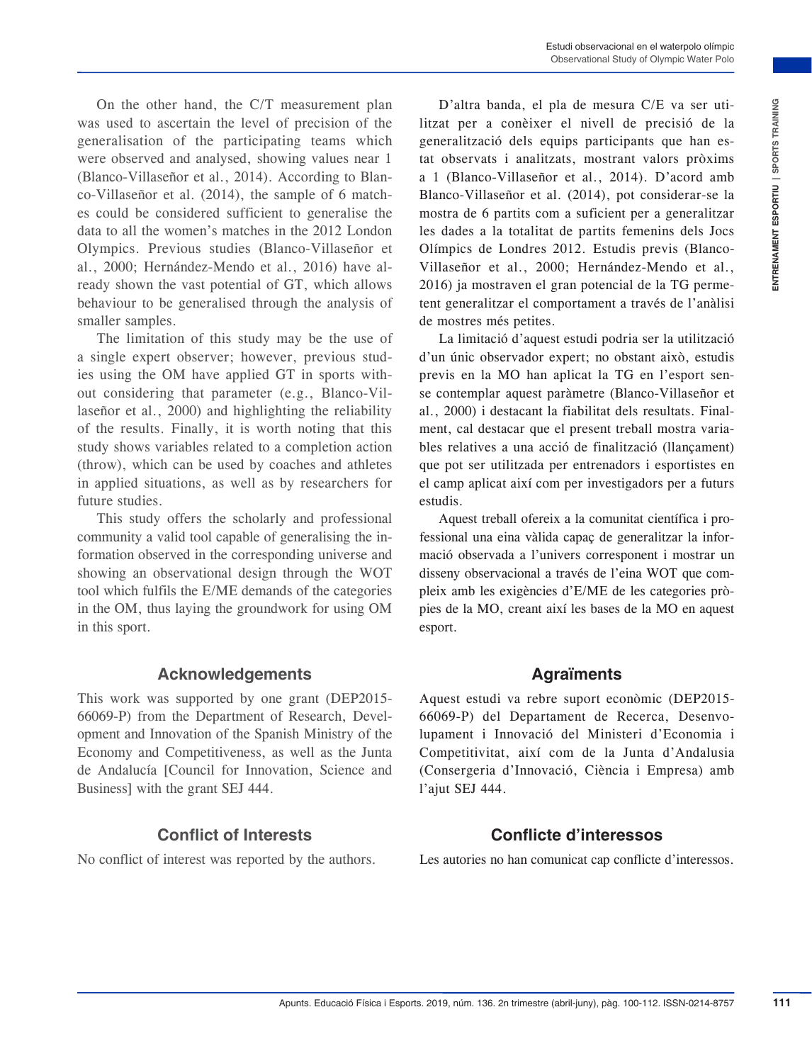On the other hand, the C/T measurement plan was used to ascertain the level of precision of the generalisation of the participating teams which were observed and analysed, showing values near 1 (Blanco-Villaseñor et al., 2014). According to Blanco-Villaseñor et al. (2014), the sample of 6 matches could be considered sufficient to generalise the data to all the women's matches in the 2012 London Olympics. Previous studies (Blanco-Villaseñor et al., 2000; Hernández-Mendo et al., 2016) have already shown the vast potential of GT, which allows behaviour to be generalised through the analysis of smaller samples.

The limitation of this study may be the use of a single expert observer; however, previous studies using the OM have applied GT in sports without considering that parameter (e.g., Blanco-Villaseñor et al., 2000) and highlighting the reliability of the results. Finally, it is worth noting that this study shows variables related to a completion action (throw), which can be used by coaches and athletes in applied situations, as well as by researchers for future studies.

This study offers the scholarly and professional community a valid tool capable of generalising the information observed in the corresponding universe and showing an observational design through the WOT tool which fulfils the E/ME demands of the categories in the OM, thus laying the groundwork for using OM in this sport.

D'altra banda, el pla de mesura C/E va ser utilitzat per a conèixer el nivell de precisió de la generalització dels equips participants que han estat observats i analitzats, mostrant valors pròxims a 1 (Blanco-Villaseñor et al., 2014). D'acord amb Blanco-Villaseñor et al. (2014), pot considerar-se la mostra de 6 partits com a suficient per a generalitzar les dades a la totalitat de partits femenins dels Jocs Olímpics de Londres 2012. Estudis previs (Blanco-Villaseñor et al., 2000; Hernández-Mendo et al., 2016) ja mostraven el gran potencial de la TG permetent generalitzar el comportament a través de l'anàlisi de mostres més petites.

La limitació d'aquest estudi podria ser la utilització d'un únic observador expert; no obstant això, estudis previs en la MO han aplicat la TG en l'esport sense contemplar aquest paràmetre (Blanco-Villaseñor et al., 2000) i destacant la fiabilitat dels resultats. Finalment, cal destacar que el present treball mostra variables relatives a una acció de finalització (llançament) que pot ser utilitzada per entrenadors i esportistes en el camp aplicat així com per investigadors per a futurs estudis.

Aquest treball ofereix a la comunitat científica i professional una eina vàlida capaç de generalitzar la informació observada a l'univers corresponent i mostrar un disseny observacional a través de l'eina WOT que compleix amb les exigències d'E/ME de les categories pròpies de la MO, creant així les bases de la MO en aquest esport.

## Acknowledgements

This work was supported by one grant (DEP2015-66069-P) from the Department of Research, Development and Innovation of the Spanish Ministry of the Economy and Competitiveness, as well as the Junta de Andalucía [Council for Innovation, Science and Business] with the grant SEJ 444.

## Agraïments

Aquest estudi va rebre suport econòmic (DEP2015-66069-P) del Departament de Recerca, Desenvolupament i Innovació del Ministeri d'Economia i Competitivitat, així com de la Junta d'Andalusia (Consergeria d'Innovació, Ciència i Empresa) amb l'ajut SEJ 444.

## Conflict of Interests

No conflict of interest was reported by the authors.

## Conflicte d'interessos

Les autories no han comunicat cap conflicte d'interessos.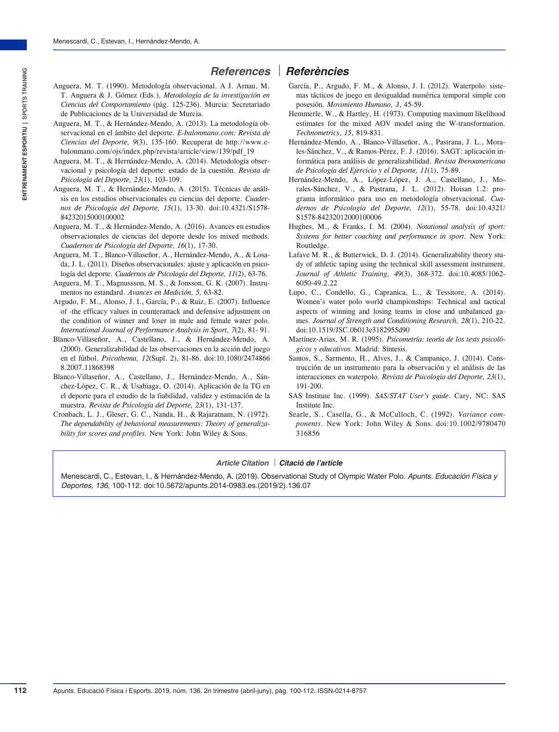## References | Referències

Anguera, M. T. (1990). Metodología observacional. A J. Arnau, M. T. Anguera & J. Gómez (Eds.), *Metodología de la investigación en Ciencias del Comportamiento* (pàg. 125-236). Murcia: Secretariado de Publicaciones de la Universidad de Murcia.

Anguera, M. T., & Hernández-Mendo, A. (2013). La metodología observacional en el ámbito del deporte. *E-balonmano.com: Revista de Ciencias del Deporte, 9*(3), 135-160. Recuperat de http://www.e-balonmano.com/ojs/index.php/revista/article/view/139/pdf_19

Anguera, M. T., & Hernández-Mendo, A. (2014). Metodología observacional y psicología del deporte: estado de la cuestión. *Revista de Psicología del Deporte, 23*(1), 103-109.

Anguera, M. T., & Hernández-Mendo, A. (2015). Técnicas de análisis en los estudios observacionales en ciencias del deporte. *Cuadernos de Psicología del Deporte, 15*(1), 13-30. doi:10.4321/S1578-84232015000100002

Anguera, M. T., & Hernández-Mendo, A. (2016). Avances en estudios observacionales de ciencias del deporte desde los mixed methods. *Cuadernos de Psicología del Deporte, 16*(1), 17-30.

Anguera, M. T., Blanco-Villaseñor, A., Hernández-Mendo, A., & Losada, J. L. (2011). Diseños observacionales: ajuste y aplicación en psicología del deporte. *Cuadernos de Psicología del Deporte, 11*(2), 63-76.

Anguera, M. T., Magnussson, M. S., & Jonsson, G. K. (2007). Instrumentos no estandard. *Avances en Medición, 5,* 63-82.

Argudo, F. M., Alonso, J. I., García, P., & Ruiz, E. (2007). Influence of -the efficacy values in counterattack and defensive adjustment on the condition of winner and loser in male and female water polo. *International Journal of Performance Analysis in Sport, 7*(2), 81- 91.

Blanco-Villaseñor, A., Castellano, J., & Hernández-Mendo, A. (2000). Generalizabilidad de las observaciones en la acción del juego en el fútbol. *Psicothema, 12*(Supl. 2), 81-86. doi:10.1080/24748668.2007.11868398

Blanco-Villaseñor, A., Castellano, J., Hernández-Mendo, A., Sánchez-López, C. R., & Usabiaga, O. (2014). Aplicación de la TG en el deporte para el estudio de la fiabilidad, validez y estimación de la muestra. *Revista de Psicología del Deporte, 23*(1), 131-137.

Cronbach, L. J., Gleser, G. C., Nanda, H., & Rajaratnam, N. (1972). *The dependability of behavioral measurements: Theory of generalizability for scores and profiles.* New York: John Wiley & Sons.

García, P., Argudo, F. M., & Alonso, J. I. (2012). Waterpolo: sistemas tácticos de juego en desigualdad numérica temporal simple con posesión. *Movimiento Humano, 3*, 45-59.

Hemmerle, W., & Hartley, H. (1973). Computing maximum likelihood estimates for the mixed AOV model using the W-transformation. *Technometrics*, *15*, 819-831.

Hernández-Mendo, A., Blanco-Villaseñor, A., Pastrana, J. L., Morales-Sánchez, V., & Ramos-Pérez, F. J. (2016). SAGT: aplicación informática para análisis de generalizabilidad. *Revista Iberoamericana de Psicología del Ejercicio y el Deporte, 11*(1), 75-89.

Hernández-Mendo, A., López-López, J. A., Castellano, J., Morales-Sánchez, V., & Pastrana, J. L. (2012). Hoisan 1.2: programa informático para uso en metodología observacional. *Cuadernos de Psicología del Deporte, 12*(1), 55-78. doi:10.4321/S1578-84232012000100006

Hughes, M., & Franks, I. M. (2004). *Notational analysis of sport: Systems for better coaching and performance in sport.* New York: Routledge.

Lafave M. R., & Butterwick, D. J. (2014). Generalizability theory study of athletic taping using the technical skill assessment instrument. *Journal of Athletic Training, 49*(3), 368-372. doi:10.4085/1062-6050-49.2.22

Lupo, C., Condello, G., Capranica, L., & Tessitore, A. (2014). Women's water polo world championships: Technical and tactical aspects of winning and losing teams in close and unbalanced games. *Journal of Strength and Conditioning Research, 28*(1), 210-22. doi:10.1519/JSC.0b013e3182955d90

Martínez-Arias, M. R. (1995). *Psicometría: teoría de los tests psicológicos y educativos*. Madrid: Síntesis.

Santos, S., Sarmento, H., Alves, J., & Campaniço, J. (2014). Construcción de un instrumento para la observación y el análisis de las interacciones en waterpolo. *Revista de Psicología del Deporte, 23*(1), 191-200.

SAS Institute Inc. (1999). *SAS/STAT User's guide*. Cary, NC: SAS Institute Inc.

Searle, S., Casella, G., & McCulloch, C. (1992). *Variance components*. New York: John Wiley & Sons. doi:10.1002/9780470316856

**Article Citation | Citació de l'article**

Menescardi, C., Estevan, I., & Hernández-Mendo, A. (2019). Observational Study of Olympic Water Polo. *Apunts. Educación Física y Deportes, 136*, 100-112. doi:10.5672/apunts.2014-0983.es.(2019/2).136.07